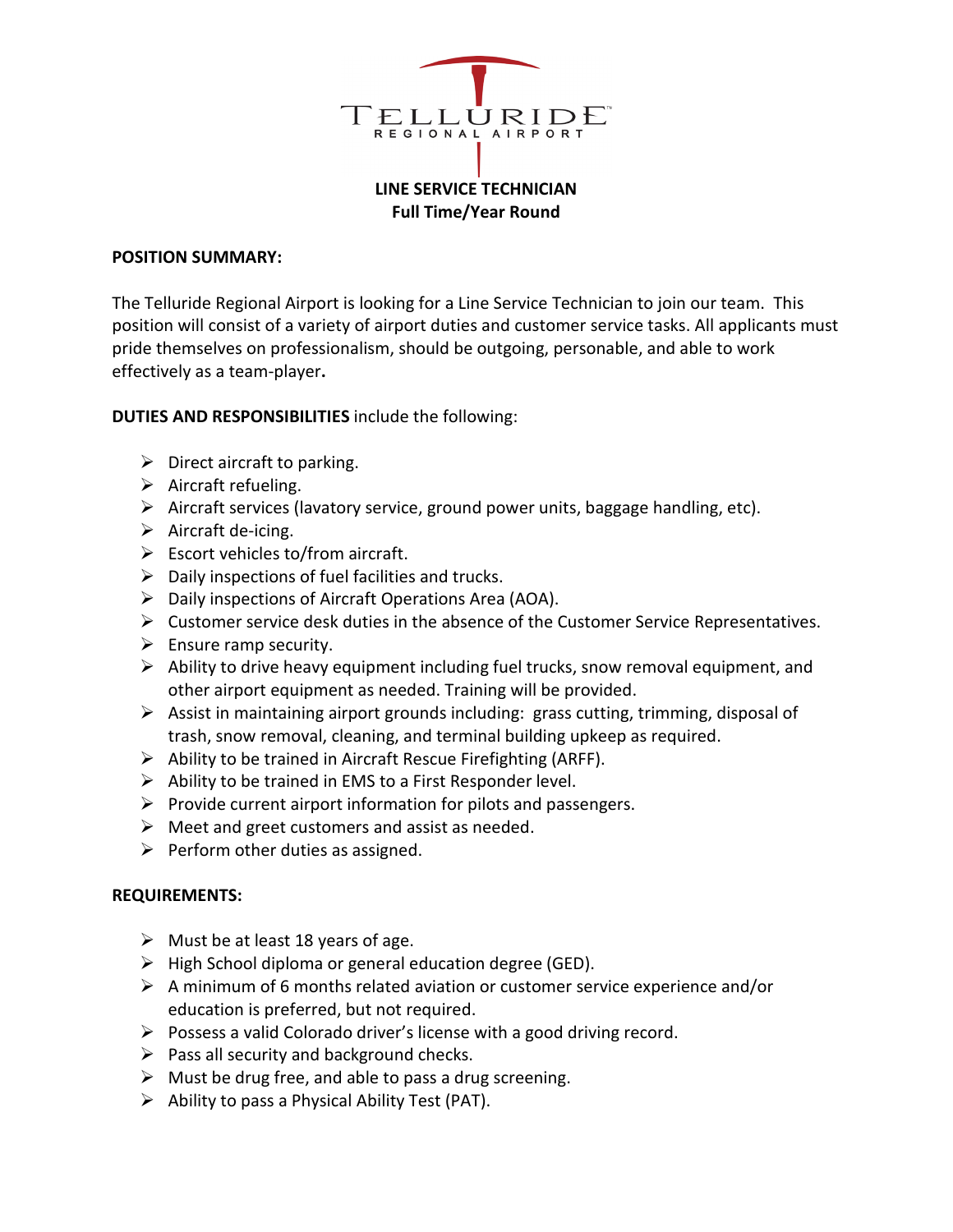# TELLURIDE REGIONAL AIRPORT

## LINE SERVICE TECHNICIAN
**Full Time/Year Round**

**POSITION SUMMARY:**

The Telluride Regional Airport is looking for a Line Service Technician to join our team. This position will consist of a variety of airport duties and customer service tasks. All applicants must pride themselves on professionalism, should be outgoing, personable, and able to work effectively as a team-player**.**

**DUTIES AND RESPONSIBILITIES** include the following:

- Direct aircraft to parking.
- Aircraft refueling.
- Aircraft services (lavatory service, ground power units, baggage handling, etc).
- Aircraft de-icing.
- Escort vehicles to/from aircraft.
- Daily inspections of fuel facilities and trucks.
- Daily inspections of Aircraft Operations Area (AOA).
- Customer service desk duties in the absence of the Customer Service Representatives.
- Ensure ramp security.
- Ability to drive heavy equipment including fuel trucks, snow removal equipment, and other airport equipment as needed. Training will be provided.
- Assist in maintaining airport grounds including: grass cutting, trimming, disposal of trash, snow removal, cleaning, and terminal building upkeep as required.
- Ability to be trained in Aircraft Rescue Firefighting (ARFF).
- Ability to be trained in EMS to a First Responder level.
- Provide current airport information for pilots and passengers.
- Meet and greet customers and assist as needed.
- Perform other duties as assigned.

**REQUIREMENTS:**

- Must be at least 18 years of age.
- High School diploma or general education degree (GED).
- A minimum of 6 months related aviation or customer service experience and/or education is preferred, but not required.
- Possess a valid Colorado driver's license with a good driving record.
- Pass all security and background checks.
- Must be drug free, and able to pass a drug screening.
- Ability to pass a Physical Ability Test (PAT).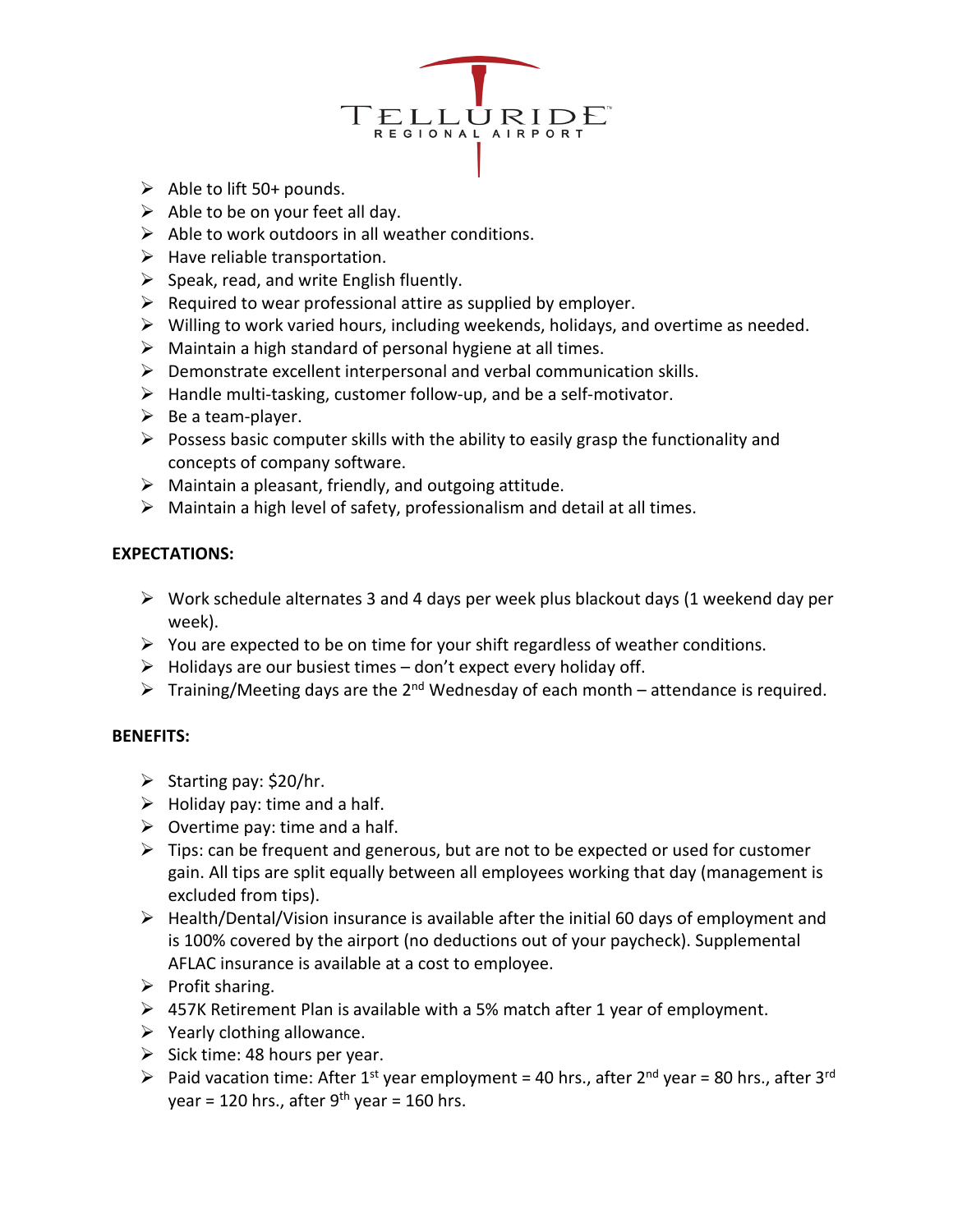- Able to lift 50+ pounds.
- Able to be on your feet all day.
- Able to work outdoors in all weather conditions.
- Have reliable transportation.
- Speak, read, and write English fluently.
- Required to wear professional attire as supplied by employer.
- Willing to work varied hours, including weekends, holidays, and overtime as needed.
- Maintain a high standard of personal hygiene at all times.
- Demonstrate excellent interpersonal and verbal communication skills.
- Handle multi-tasking, customer follow-up, and be a self-motivator.
- Be a team-player.
- Possess basic computer skills with the ability to easily grasp the functionality and concepts of company software.
- Maintain a pleasant, friendly, and outgoing attitude.
- Maintain a high level of safety, professionalism and detail at all times.

**EXPECTATIONS:**

- Work schedule alternates 3 and 4 days per week plus blackout days (1 weekend day per week).
- You are expected to be on time for your shift regardless of weather conditions.
- Holidays are our busiest times – don't expect every holiday off.
- Training/Meeting days are the 2nd Wednesday of each month – attendance is required.

**BENEFITS:**

- Starting pay: $20/hr.
- Holiday pay: time and a half.
- Overtime pay: time and a half.
- Tips: can be frequent and generous, but are not to be expected or used for customer gain. All tips are split equally between all employees working that day (management is excluded from tips).
- Health/Dental/Vision insurance is available after the initial 60 days of employment and is 100% covered by the airport (no deductions out of your paycheck). Supplemental AFLAC insurance is available at a cost to employee.
- Profit sharing.
- 457K Retirement Plan is available with a 5% match after 1 year of employment.
- Yearly clothing allowance.
- Sick time: 48 hours per year.
- Paid vacation time: After 1st year employment = 40 hrs., after 2nd year = 80 hrs., after 3rd year = 120 hrs., after 9th year = 160 hrs.